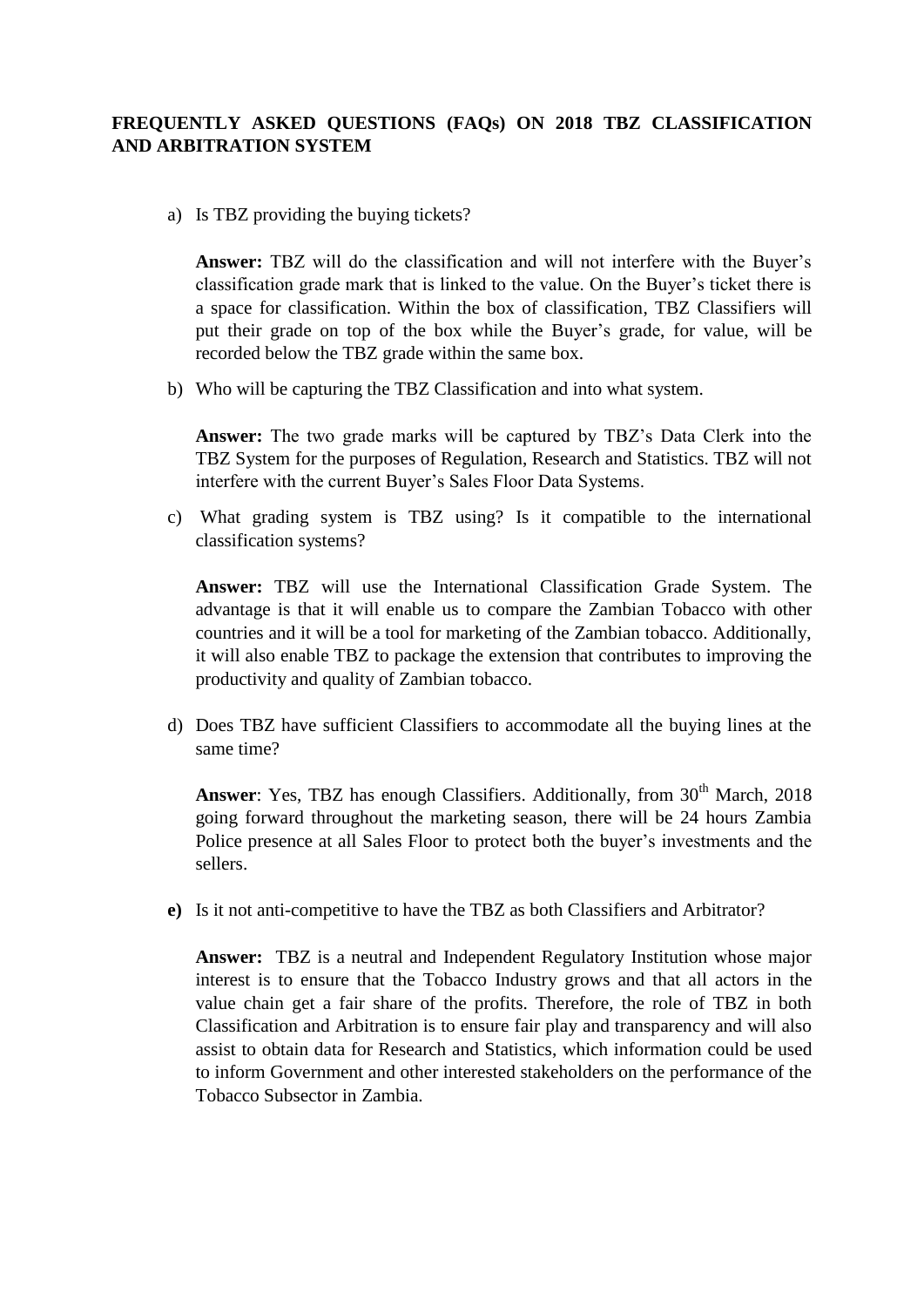**FREQUENTLY ASKED QUESTIONS (FAQs) ON 2018 TBZ CLASSIFICATION AND ARBITRATION SYSTEM**

a) Is TBZ providing the buying tickets?

   **Answer:** TBZ will do the classification and will not interfere with the Buyer's classification grade mark that is linked to the value. On the Buyer's ticket there is a space for classification. Within the box of classification, TBZ Classifiers will put their grade on top of the box while the Buyer's grade, for value, will be recorded below the TBZ grade within the same box.

b) Who will be capturing the TBZ Classification and into what system.

   **Answer:** The two grade marks will be captured by TBZ's Data Clerk into the TBZ System for the purposes of Regulation, Research and Statistics. TBZ will not interfere with the current Buyer's Sales Floor Data Systems.

c) What grading system is TBZ using? Is it compatible to the international classification systems?

   **Answer:** TBZ will use the International Classification Grade System. The advantage is that it will enable us to compare the Zambian Tobacco with other countries and it will be a tool for marketing of the Zambian tobacco. Additionally, it will also enable TBZ to package the extension that contributes to improving the productivity and quality of Zambian tobacco.

d) Does TBZ have sufficient Classifiers to accommodate all the buying lines at the same time?

   **Answer**: Yes, TBZ has enough Classifiers. Additionally, from 30th March, 2018 going forward throughout the marketing season, there will be 24 hours Zambia Police presence at all Sales Floor to protect both the buyer's investments and the sellers.

**e)** Is it not anti-competitive to have the TBZ as both Classifiers and Arbitrator?

   **Answer:** TBZ is a neutral and Independent Regulatory Institution whose major interest is to ensure that the Tobacco Industry grows and that all actors in the value chain get a fair share of the profits. Therefore, the role of TBZ in both Classification and Arbitration is to ensure fair play and transparency and will also assist to obtain data for Research and Statistics, which information could be used to inform Government and other interested stakeholders on the performance of the Tobacco Subsector in Zambia.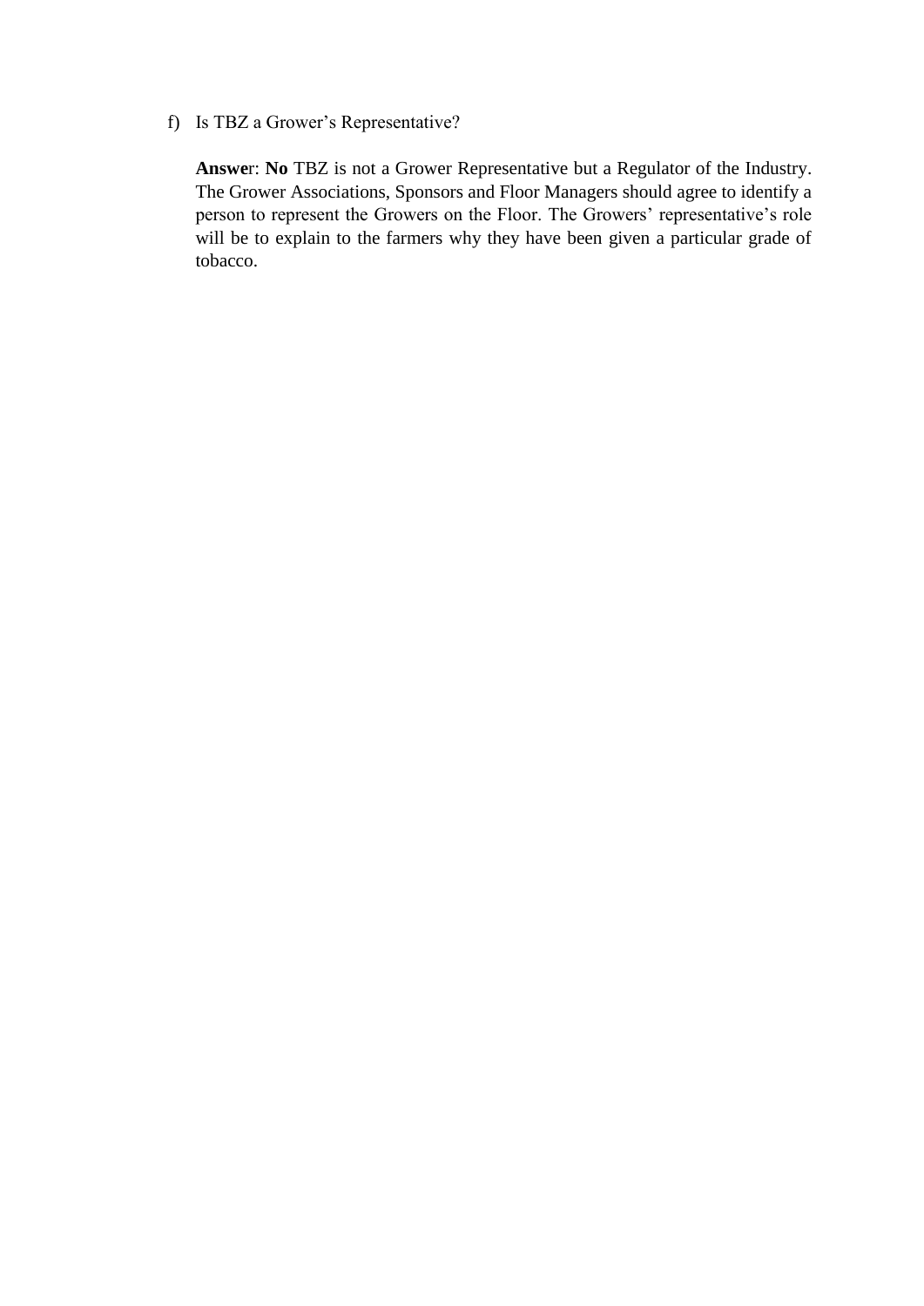f) Is TBZ a Grower's Representative?

**Answe**r: **No** TBZ is not a Grower Representative but a Regulator of the Industry. The Grower Associations, Sponsors and Floor Managers should agree to identify a person to represent the Growers on the Floor. The Growers' representative's role will be to explain to the farmers why they have been given a particular grade of tobacco.